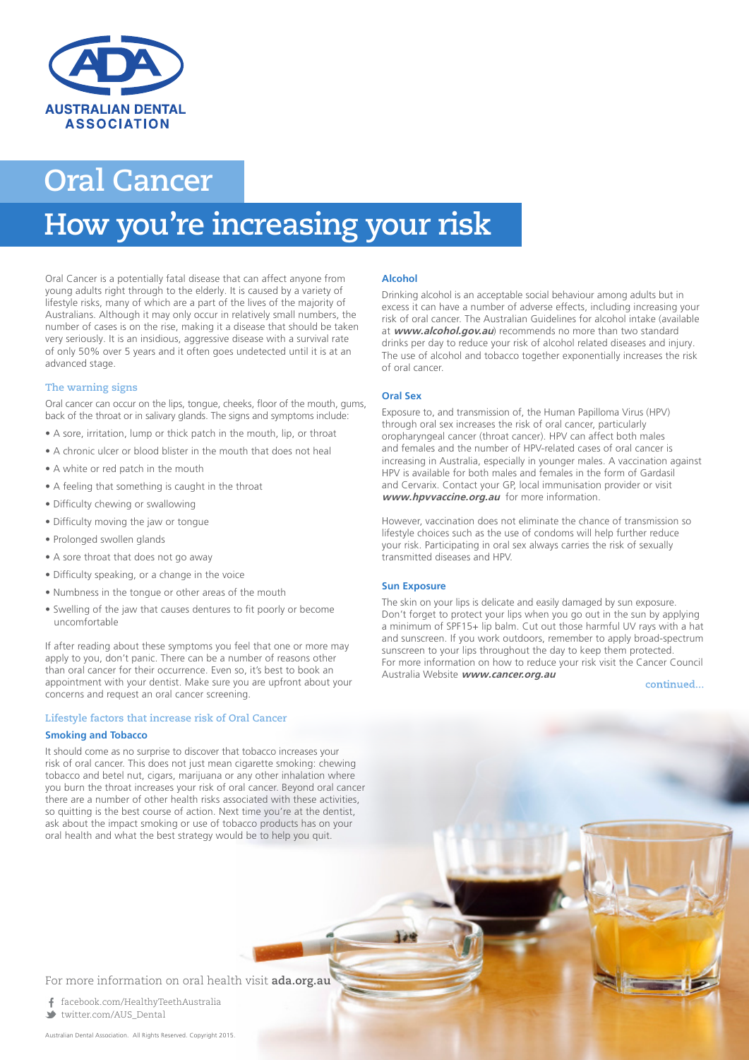AUSTRALIAN DENTAL ASSOCIATION

# Oral Cancer

# How you're increasing your risk

Oral Cancer is a potentially fatal disease that can affect anyone from young adults right through to the elderly. It is caused by a variety of lifestyle risks, many of which are a part of the lives of the majority of Australians. Although it may only occur in relatively small numbers, the number of cases is on the rise, making it a disease that should be taken very seriously. It is an insidious, aggressive disease with a survival rate of only 50% over 5 years and it often goes undetected until it is at an advanced stage.

## The warning signs

Oral cancer can occur on the lips, tongue, cheeks, floor of the mouth, gums, back of the throat or in salivary glands. The signs and symptoms include:

- A sore, irritation, lump or thick patch in the mouth, lip, or throat
- A chronic ulcer or blood blister in the mouth that does not heal
- A white or red patch in the mouth
- A feeling that something is caught in the throat
- Difficulty chewing or swallowing
- Difficulty moving the jaw or tongue
- Prolonged swollen glands
- A sore throat that does not go away
- Difficulty speaking, or a change in the voice
- Numbness in the tongue or other areas of the mouth
- Swelling of the jaw that causes dentures to fit poorly or become uncomfortable

If after reading about these symptoms you feel that one or more may apply to you, don't panic. There can be a number of reasons other than oral cancer for their occurrence. Even so, it's best to book an appointment with your dentist. Make sure you are upfront about your concerns and request an oral cancer screening.

## Lifestyle factors that increase risk of Oral Cancer

### Smoking and Tobacco

It should come as no surprise to discover that tobacco increases your risk of oral cancer. This does not just mean cigarette smoking: chewing tobacco and betel nut, cigars, marijuana or any other inhalation where you burn the throat increases your risk of oral cancer. Beyond oral cancer there are a number of other health risks associated with these activities, so quitting is the best course of action. Next time you're at the dentist, ask about the impact smoking or use of tobacco products has on your oral health and what the best strategy would be to help you quit.

### Alcohol

Drinking alcohol is an acceptable social behaviour among adults but in excess it can have a number of adverse effects, including increasing your risk of oral cancer. The Australian Guidelines for alcohol intake (available at ***www.alcohol.gov.au***) recommends no more than two standard drinks per day to reduce your risk of alcohol related diseases and injury. The use of alcohol and tobacco together exponentially increases the risk of oral cancer.

### Oral Sex

Exposure to, and transmission of, the Human Papilloma Virus (HPV) through oral sex increases the risk of oral cancer, particularly oropharyngeal cancer (throat cancer). HPV can affect both males and females and the number of HPV-related cases of oral cancer is increasing in Australia, especially in younger males. A vaccination against HPV is available for both males and females in the form of Gardasil and Cervarix. Contact your GP, local immunisation provider or visit ***www.hpvvaccine.org.au*** for more information.

However, vaccination does not eliminate the chance of transmission so lifestyle choices such as the use of condoms will help further reduce your risk. Participating in oral sex always carries the risk of sexually transmitted diseases and HPV.

### Sun Exposure

The skin on your lips is delicate and easily damaged by sun exposure. Don't forget to protect your lips when you go out in the sun by applying a minimum of SPF15+ lip balm. Cut out those harmful UV rays with a hat and sunscreen. If you work outdoors, remember to apply broad-spectrum sunscreen to your lips throughout the day to keep them protected. For more information on how to reduce your risk visit the Cancer Council Australia Website ***www.cancer.org.au***

continued...

For more information on oral health visit **ada.org.au**

facebook.com/HealthyTeethAustralia

twitter.com/AUS_Dental

Australian Dental Association. All Rights Reserved. Copyright 2015.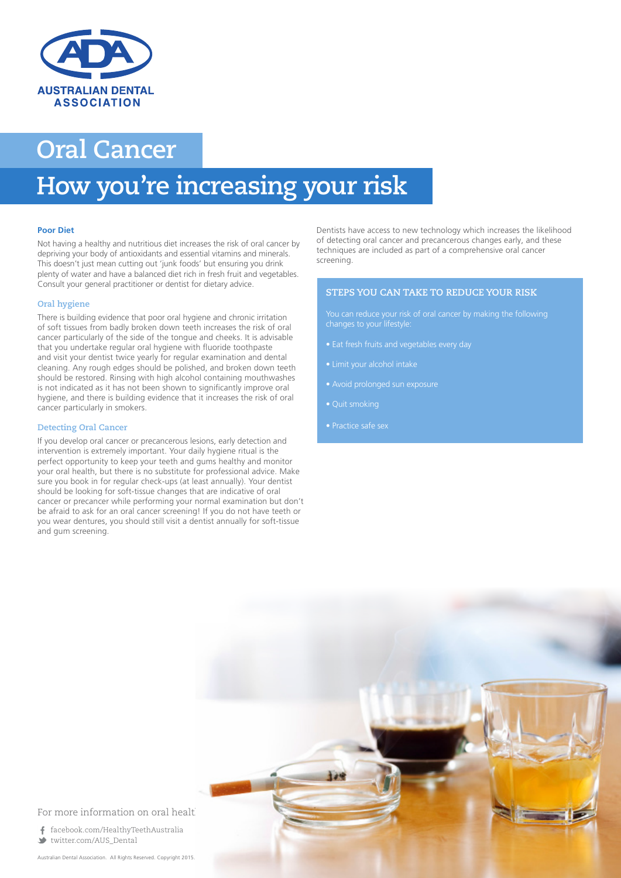# Oral Cancer

## How you're increasing your risk

### Poor Diet

Not having a healthy and nutritious diet increases the risk of oral cancer by depriving your body of antioxidants and essential vitamins and minerals. This doesn't just mean cutting out 'junk foods' but ensuring you drink plenty of water and have a balanced diet rich in fresh fruit and vegetables. Consult your general practitioner or dentist for dietary advice.

### Oral hygiene

There is building evidence that poor oral hygiene and chronic irritation of soft tissues from badly broken down teeth increases the risk of oral cancer particularly of the side of the tongue and cheeks. It is advisable that you undertake regular oral hygiene with fluoride toothpaste and visit your dentist twice yearly for regular examination and dental cleaning. Any rough edges should be polished, and broken down teeth should be restored. Rinsing with high alcohol containing mouthwashes is not indicated as it has not been shown to significantly improve oral hygiene, and there is building evidence that it increases the risk of oral cancer particularly in smokers.

### Detecting Oral Cancer

If you develop oral cancer or precancerous lesions, early detection and intervention is extremely important. Your daily hygiene ritual is the perfect opportunity to keep your teeth and gums healthy and monitor your oral health, but there is no substitute for professional advice. Make sure you book in for regular check-ups (at least annually). Your dentist should be looking for soft-tissue changes that are indicative of oral cancer or precancer while performing your normal examination but don't be afraid to ask for an oral cancer screening! If you do not have teeth or you wear dentures, you should still visit a dentist annually for soft-tissue and gum screening.

Dentists have access to new technology which increases the likelihood of detecting oral cancer and precancerous changes early, and these techniques are included as part of a comprehensive oral cancer screening.

### STEPS YOU CAN TAKE TO REDUCE YOUR RISK

You can reduce your risk of oral cancer by making the following changes to your lifestyle:

- Eat fresh fruits and vegetables every day
- Limit your alcohol intake
- Avoid prolonged sun exposure
- Quit smoking
- Practice safe sex

For more information on oral healt

facebook.com/HealthyTeethAustralia
twitter.com/AUS_Dental

Australian Dental Association. All Rights Reserved. Copyright 2015.